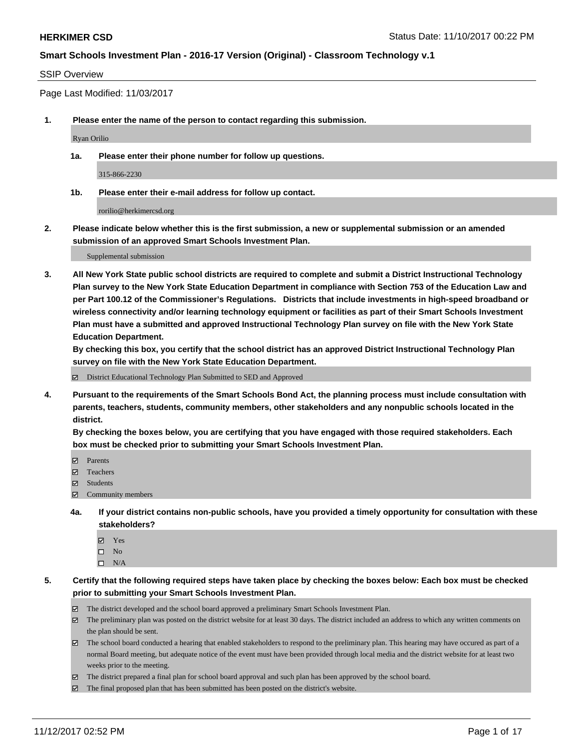**HERKIMER CSD** Status Date: 11/10/2017 00:22 PM

**Smart Schools Investment Plan - 2016-17 Version (Original) - Classroom Technology v.1**

SSIP Overview

Page Last Modified: 11/03/2017

1. **Please enter the name of the person to contact regarding this submission.**

   Ryan Orilio

   1a. **Please enter their phone number for follow up questions.**

   315-866-2230

   1b. **Please enter their e-mail address for follow up contact.**

   rorilio@herkimercsd.org

2. **Please indicate below whether this is the first submission, a new or supplemental submission or an amended submission of an approved Smart Schools Investment Plan.**

   Supplemental submission

3. **All New York State public school districts are required to complete and submit a District Instructional Technology Plan survey to the New York State Education Department in compliance with Section 753 of the Education Law and per Part 100.12 of the Commissioner's Regulations. Districts that include investments in high-speed broadband or wireless connectivity and/or learning technology equipment or facilities as part of their Smart Schools Investment Plan must have a submitted and approved Instructional Technology Plan survey on file with the New York State Education Department.**
   **By checking this box, you certify that the school district has an approved District Instructional Technology Plan survey on file with the New York State Education Department.**

   - [x] District Educational Technology Plan Submitted to SED and Approved

4. **Pursuant to the requirements of the Smart Schools Bond Act, the planning process must include consultation with parents, teachers, students, community members, other stakeholders and any nonpublic schools located in the district.**
   **By checking the boxes below, you are certifying that you have engaged with those required stakeholders. Each box must be checked prior to submitting your Smart Schools Investment Plan.**

   - [x] Parents
   - [x] Teachers
   - [x] Students
   - [x] Community members

   4a. **If your district contains non-public schools, have you provided a timely opportunity for consultation with these stakeholders?**

   - [x] Yes
   - [ ] No
   - [ ] N/A

5. **Certify that the following required steps have taken place by checking the boxes below: Each box must be checked prior to submitting your Smart Schools Investment Plan.**

   - [x] The district developed and the school board approved a preliminary Smart Schools Investment Plan.
   - [x] The preliminary plan was posted on the district website for at least 30 days. The district included an address to which any written comments on the plan should be sent.
   - [x] The school board conducted a hearing that enabled stakeholders to respond to the preliminary plan. This hearing may have occured as part of a normal Board meeting, but adequate notice of the event must have been provided through local media and the district website for at least two weeks prior to the meeting.
   - [x] The district prepared a final plan for school board approval and such plan has been approved by the school board.
   - [x] The final proposed plan that has been submitted has been posted on the district's website.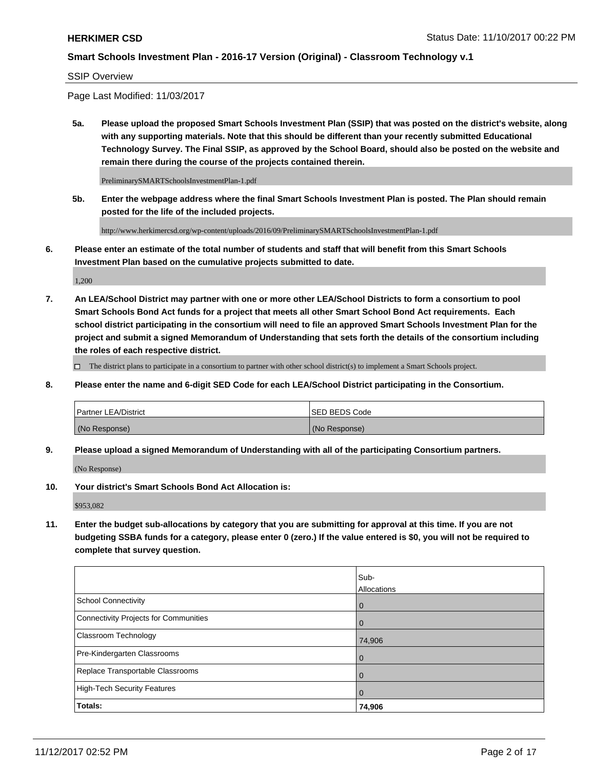SSIP Overview

Page Last Modified: 11/03/2017

**5a. Please upload the proposed Smart Schools Investment Plan (SSIP) that was posted on the district's website, along with any supporting materials. Note that this should be different than your recently submitted Educational Technology Survey. The Final SSIP, as approved by the School Board, should also be posted on the website and remain there during the course of the projects contained therein.**

PreliminarySMARTSchoolsInvestmentPlan-1.pdf

**5b. Enter the webpage address where the final Smart Schools Investment Plan is posted. The Plan should remain posted for the life of the included projects.**

http://www.herkimercsd.org/wp-content/uploads/2016/09/PreliminarySMARTSchoolsInvestmentPlan-1.pdf

**6. Please enter an estimate of the total number of students and staff that will benefit from this Smart Schools Investment Plan based on the cumulative projects submitted to date.**

1,200

**7. An LEA/School District may partner with one or more other LEA/School Districts to form a consortium to pool Smart Schools Bond Act funds for a project that meets all other Smart School Bond Act requirements. Each school district participating in the consortium will need to file an approved Smart Schools Investment Plan for the project and submit a signed Memorandum of Understanding that sets forth the details of the consortium including the roles of each respective district.**

☐ The district plans to participate in a consortium to partner with other school district(s) to implement a Smart Schools project.

**8. Please enter the name and 6-digit SED Code for each LEA/School District participating in the Consortium.**

| Partner LEA/District | SED BEDS Code |
|---|---|
| (No Response) | (No Response) |

**9. Please upload a signed Memorandum of Understanding with all of the participating Consortium partners.**

(No Response)

**10. Your district's Smart Schools Bond Act Allocation is:**

$953,082

**11. Enter the budget sub-allocations by category that you are submitting for approval at this time. If you are not budgeting SSBA funds for a category, please enter 0 (zero.) If the value entered is $0, you will not be required to complete that survey question.**

| | Sub-Allocations |
|---|---|
| School Connectivity | 0 |
| Connectivity Projects for Communities | 0 |
| Classroom Technology | 74,906 |
| Pre-Kindergarten Classrooms | 0 |
| Replace Transportable Classrooms | 0 |
| High-Tech Security Features | 0 |
| **Totals:** | **74,906** |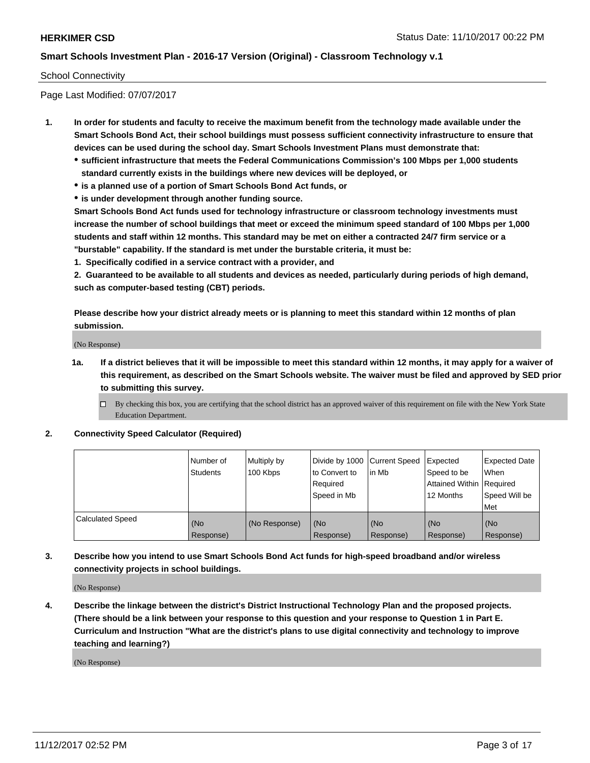School Connectivity

Page Last Modified: 07/07/2017

1. **In order for students and faculty to receive the maximum benefit from the technology made available under the Smart Schools Bond Act, their school buildings must possess sufficient connectivity infrastructure to ensure that devices can be used during the school day. Smart Schools Investment Plans must demonstrate that:**
   - **sufficient infrastructure that meets the Federal Communications Commission's 100 Mbps per 1,000 students standard currently exists in the buildings where new devices will be deployed, or**
   - **is a planned use of a portion of Smart Schools Bond Act funds, or**
   - **is under development through another funding source.**

   **Smart Schools Bond Act funds used for technology infrastructure or classroom technology investments must increase the number of school buildings that meet or exceed the minimum speed standard of 100 Mbps per 1,000 students and staff within 12 months. This standard may be met on either a contracted 24/7 firm service or a "burstable" capability. If the standard is met under the burstable criteria, it must be:**

   **1. Specifically codified in a service contract with a provider, and**

   **2. Guaranteed to be available to all students and devices as needed, particularly during periods of high demand, such as computer-based testing (CBT) periods.**

   **Please describe how your district already meets or is planning to meet this standard within 12 months of plan submission.**

   (No Response)

   **1a. If a district believes that it will be impossible to meet this standard within 12 months, it may apply for a waiver of this requirement, as described on the Smart Schools website. The waiver must be filed and approved by SED prior to submitting this survey.**

   ☐ By checking this box, you are certifying that the school district has an approved waiver of this requirement on file with the New York State Education Department.

2. **Connectivity Speed Calculator (Required)**

| | Number of Students | Multiply by 100 Kbps | Divide by 1000 to Convert to Required Speed in Mb | Current Speed in Mb | Expected Speed to be Attained Within 12 Months | Expected Date When Required Speed Will be Met |
|---|---|---|---|---|---|---|
| Calculated Speed | (No Response) | (No Response) | (No Response) | (No Response) | (No Response) | (No Response) |

3. **Describe how you intend to use Smart Schools Bond Act funds for high-speed broadband and/or wireless connectivity projects in school buildings.**

   (No Response)

4. **Describe the linkage between the district's District Instructional Technology Plan and the proposed projects. (There should be a link between your response to this question and your response to Question 1 in Part E. Curriculum and Instruction "What are the district's plans to use digital connectivity and technology to improve teaching and learning?)**

   (No Response)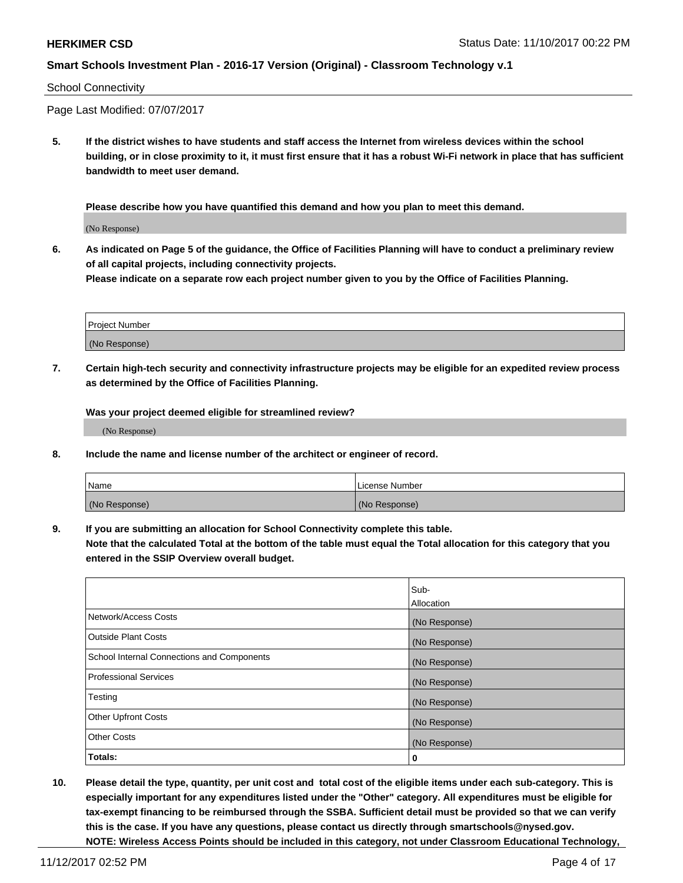School Connectivity

Page Last Modified: 07/07/2017

**5. If the district wishes to have students and staff access the Internet from wireless devices within the school building, or in close proximity to it, it must first ensure that it has a robust Wi-Fi network in place that has sufficient bandwidth to meet user demand.**

**Please describe how you have quantified this demand and how you plan to meet this demand.**

(No Response)

**6. As indicated on Page 5 of the guidance, the Office of Facilities Planning will have to conduct a preliminary review of all capital projects, including connectivity projects.**
**Please indicate on a separate row each project number given to you by the Office of Facilities Planning.**

| Project Number |
|---|
| (No Response) |

**7. Certain high-tech security and connectivity infrastructure projects may be eligible for an expedited review process as determined by the Office of Facilities Planning.**

**Was your project deemed eligible for streamlined review?**

(No Response)

**8. Include the name and license number of the architect or engineer of record.**

| Name | License Number |
|---|---|
| (No Response) | (No Response) |

**9. If you are submitting an allocation for School Connectivity complete this table.**
**Note that the calculated Total at the bottom of the table must equal the Total allocation for this category that you entered in the SSIP Overview overall budget.**

| | Sub-Allocation |
|---|---|
| Network/Access Costs | (No Response) |
| Outside Plant Costs | (No Response) |
| School Internal Connections and Components | (No Response) |
| Professional Services | (No Response) |
| Testing | (No Response) |
| Other Upfront Costs | (No Response) |
| Other Costs | (No Response) |
| **Totals:** | **0** |

**10. Please detail the type, quantity, per unit cost and total cost of the eligible items under each sub-category. This is especially important for any expenditures listed under the "Other" category. All expenditures must be eligible for tax-exempt financing to be reimbursed through the SSBA. Sufficient detail must be provided so that we can verify this is the case. If you have any questions, please contact us directly through smartschools@nysed.gov.**
**NOTE: Wireless Access Points should be included in this category, not under Classroom Educational Technology,**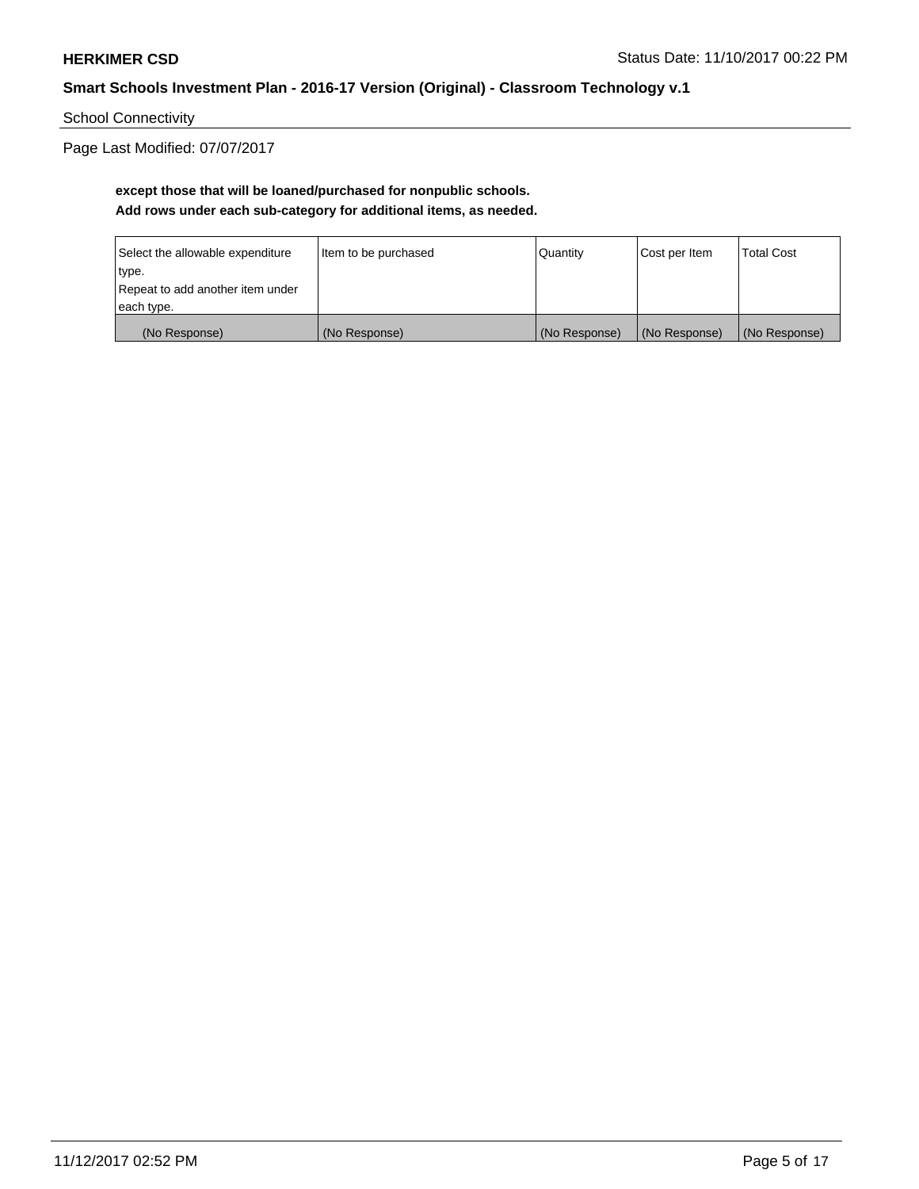School Connectivity

Page Last Modified: 07/07/2017

**except those that will be loaned/purchased for nonpublic schools.**
**Add rows under each sub-category for additional items, as needed.**

| Select the allowable expenditure type. Repeat to add another item under each type. | Item to be purchased | Quantity | Cost per Item | Total Cost |
|---|---|---|---|---|
| (No Response) | (No Response) | (No Response) | (No Response) | (No Response) |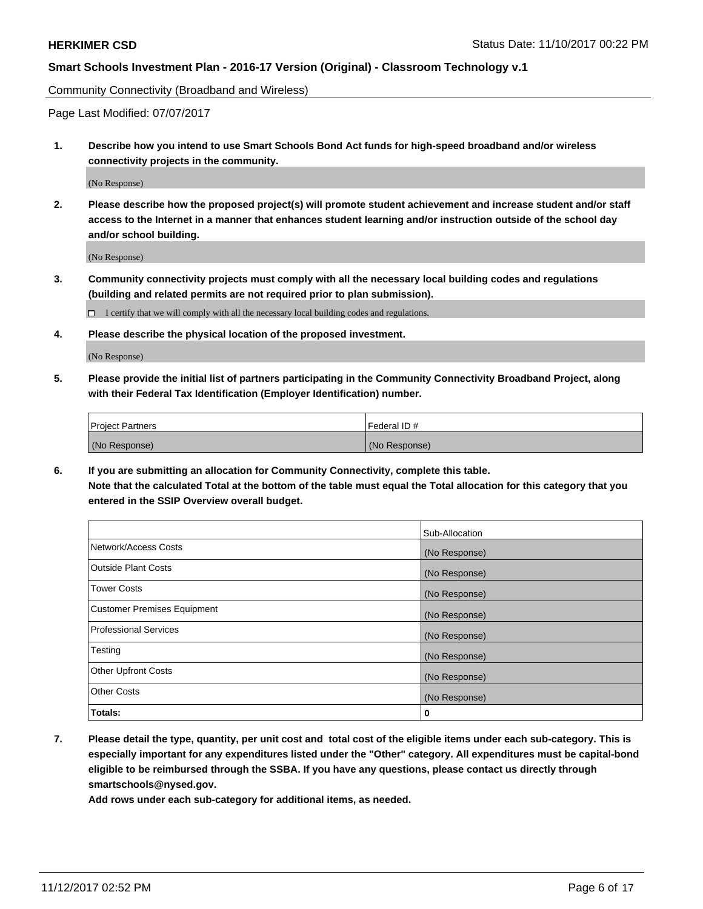Community Connectivity (Broadband and Wireless)

Page Last Modified: 07/07/2017

**1. Describe how you intend to use Smart Schools Bond Act funds for high-speed broadband and/or wireless connectivity projects in the community.**

(No Response)

**2. Please describe how the proposed project(s) will promote student achievement and increase student and/or staff access to the Internet in a manner that enhances student learning and/or instruction outside of the school day and/or school building.**

(No Response)

**3. Community connectivity projects must comply with all the necessary local building codes and regulations (building and related permits are not required prior to plan submission).**

☐ I certify that we will comply with all the necessary local building codes and regulations.

**4. Please describe the physical location of the proposed investment.**

(No Response)

**5. Please provide the initial list of partners participating in the Community Connectivity Broadband Project, along with their Federal Tax Identification (Employer Identification) number.**

| Project Partners | Federal ID # |
|---|---|
| (No Response) | (No Response) |

**6. If you are submitting an allocation for Community Connectivity, complete this table. Note that the calculated Total at the bottom of the table must equal the Total allocation for this category that you entered in the SSIP Overview overall budget.**

| | Sub-Allocation |
|---|---|
| Network/Access Costs | (No Response) |
| Outside Plant Costs | (No Response) |
| Tower Costs | (No Response) |
| Customer Premises Equipment | (No Response) |
| Professional Services | (No Response) |
| Testing | (No Response) |
| Other Upfront Costs | (No Response) |
| Other Costs | (No Response) |
| **Totals:** | **0** |

**7. Please detail the type, quantity, per unit cost and total cost of the eligible items under each sub-category. This is especially important for any expenditures listed under the "Other" category. All expenditures must be capital-bond eligible to be reimbursed through the SSBA. If you have any questions, please contact us directly through smartschools@nysed.gov.**

**Add rows under each sub-category for additional items, as needed.**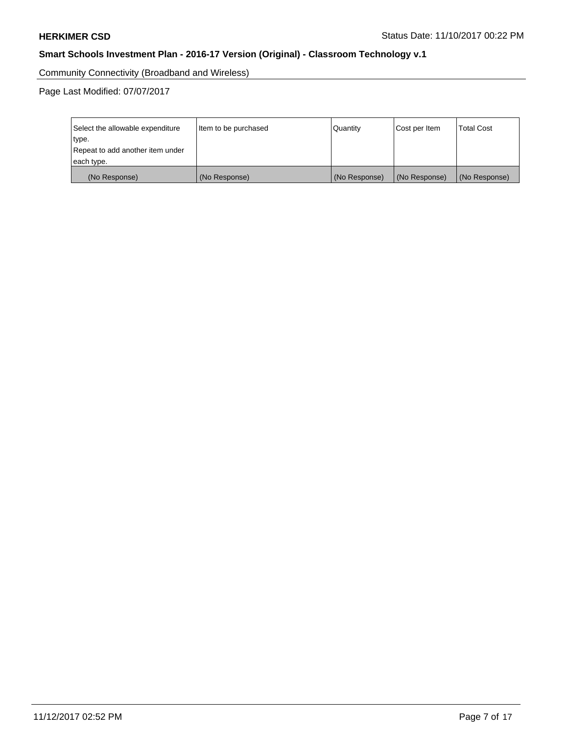Community Connectivity (Broadband and Wireless)

Page Last Modified: 07/07/2017

| Select the allowable expenditure type. Repeat to add another item under each type. | Item to be purchased | Quantity | Cost per Item | Total Cost |
|---|---|---|---|---|
| (No Response) | (No Response) | (No Response) | (No Response) | (No Response) |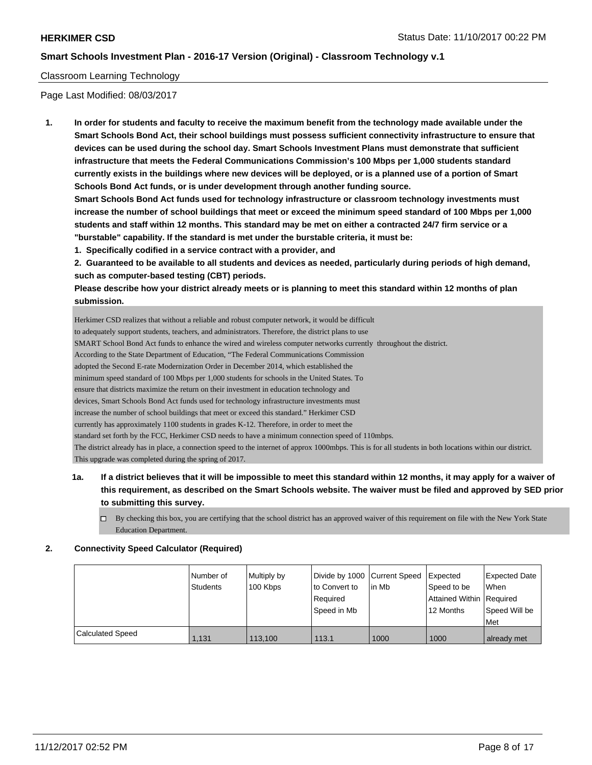Classroom Learning Technology

Page Last Modified: 08/03/2017

**1. In order for students and faculty to receive the maximum benefit from the technology made available under the Smart Schools Bond Act, their school buildings must possess sufficient connectivity infrastructure to ensure that devices can be used during the school day. Smart Schools Investment Plans must demonstrate that sufficient infrastructure that meets the Federal Communications Commission's 100 Mbps per 1,000 students standard currently exists in the buildings where new devices will be deployed, or is a planned use of a portion of Smart Schools Bond Act funds, or is under development through another funding source.**

**Smart Schools Bond Act funds used for technology infrastructure or classroom technology investments must increase the number of school buildings that meet or exceed the minimum speed standard of 100 Mbps per 1,000 students and staff within 12 months. This standard may be met on either a contracted 24/7 firm service or a "burstable" capability. If the standard is met under the burstable criteria, it must be:**

**1. Specifically codified in a service contract with a provider, and**

**2. Guaranteed to be available to all students and devices as needed, particularly during periods of high demand, such as computer-based testing (CBT) periods.**

**Please describe how your district already meets or is planning to meet this standard within 12 months of plan submission.**

Herkimer CSD realizes that without a reliable and robust computer network, it would be difficult to adequately support students, teachers, and administrators. Therefore, the district plans to use SMART School Bond Act funds to enhance the wired and wireless computer networks currently throughout the district.
According to the State Department of Education, "The Federal Communications Commission adopted the Second E-rate Modernization Order in December 2014, which established the minimum speed standard of 100 Mbps per 1,000 students for schools in the United States. To ensure that districts maximize the return on their investment in education technology and devices, Smart Schools Bond Act funds used for technology infrastructure investments must increase the number of school buildings that meet or exceed this standard." Herkimer CSD currently has approximately 1100 students in grades K-12. Therefore, in order to meet the standard set forth by the FCC, Herkimer CSD needs to have a minimum connection speed of 110mbps.
The district already has in place, a connection speed to the internet of approx 1000mbps. This is for all students in both locations within our district.
This upgrade was completed during the spring of 2017.

**1a. If a district believes that it will be impossible to meet this standard within 12 months, it may apply for a waiver of this requirement, as described on the Smart Schools website. The waiver must be filed and approved by SED prior to submitting this survey.**

☐ By checking this box, you are certifying that the school district has an approved waiver of this requirement on file with the New York State Education Department.

**2. Connectivity Speed Calculator (Required)**

| | Number of Students | Multiply by 100 Kbps | Divide by 1000 to Convert to Required Speed in Mb | Current Speed in Mb | Expected Speed to be Attained Within 12 Months | Expected Date When Required Speed Will be Met |
|---|---|---|---|---|---|---|
| Calculated Speed | 1,131 | 113,100 | 113.1 | 1000 | 1000 | already met |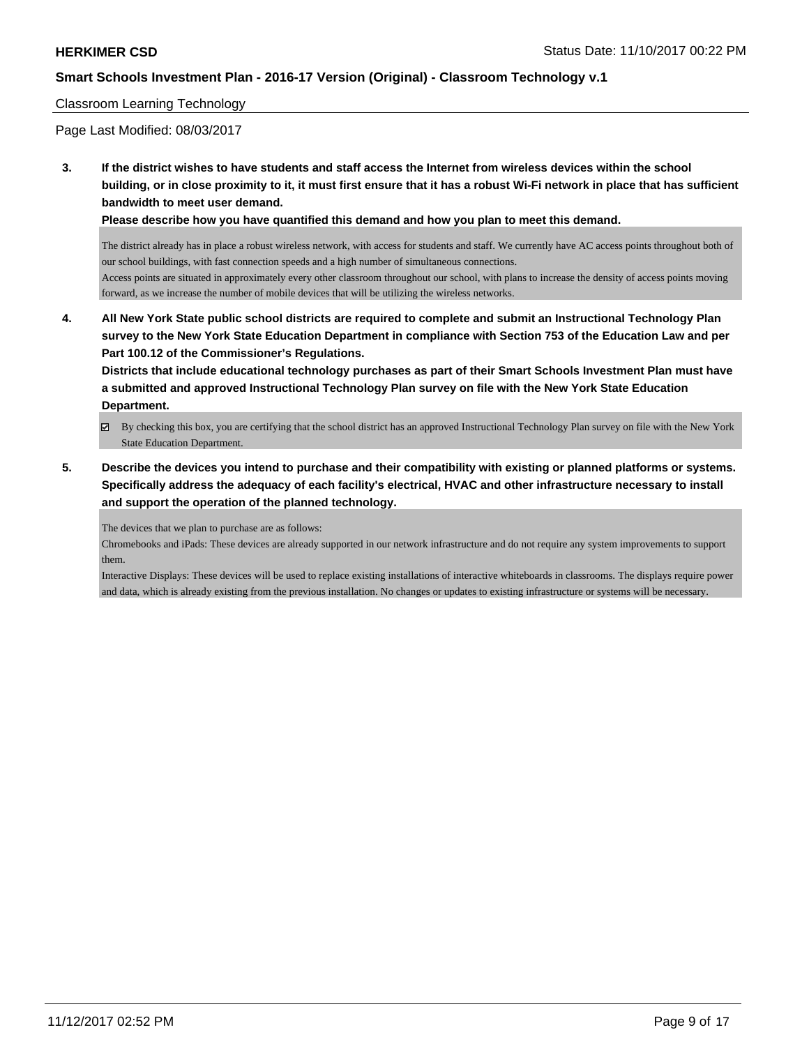Classroom Learning Technology

Page Last Modified: 08/03/2017

**3. If the district wishes to have students and staff access the Internet from wireless devices within the school building, or in close proximity to it, it must first ensure that it has a robust Wi-Fi network in place that has sufficient bandwidth to meet user demand.**

**Please describe how you have quantified this demand and how you plan to meet this demand.**

The district already has in place a robust wireless network, with access for students and staff. We currently have AC access points throughout both of our school buildings, with fast connection speeds and a high number of simultaneous connections.
Access points are situated in approximately every other classroom throughout our school, with plans to increase the density of access points moving forward, as we increase the number of mobile devices that will be utilizing the wireless networks.

**4. All New York State public school districts are required to complete and submit an Instructional Technology Plan survey to the New York State Education Department in compliance with Section 753 of the Education Law and per Part 100.12 of the Commissioner's Regulations.**

**Districts that include educational technology purchases as part of their Smart Schools Investment Plan must have a submitted and approved Instructional Technology Plan survey on file with the New York State Education Department.**

- [x] By checking this box, you are certifying that the school district has an approved Instructional Technology Plan survey on file with the New York State Education Department.

**5. Describe the devices you intend to purchase and their compatibility with existing or planned platforms or systems. Specifically address the adequacy of each facility's electrical, HVAC and other infrastructure necessary to install and support the operation of the planned technology.**

The devices that we plan to purchase are as follows:
Chromebooks and iPads: These devices are already supported in our network infrastructure and do not require any system improvements to support them.
Interactive Displays: These devices will be used to replace existing installations of interactive whiteboards in classrooms. The displays require power and data, which is already existing from the previous installation. No changes or updates to existing infrastructure or systems will be necessary.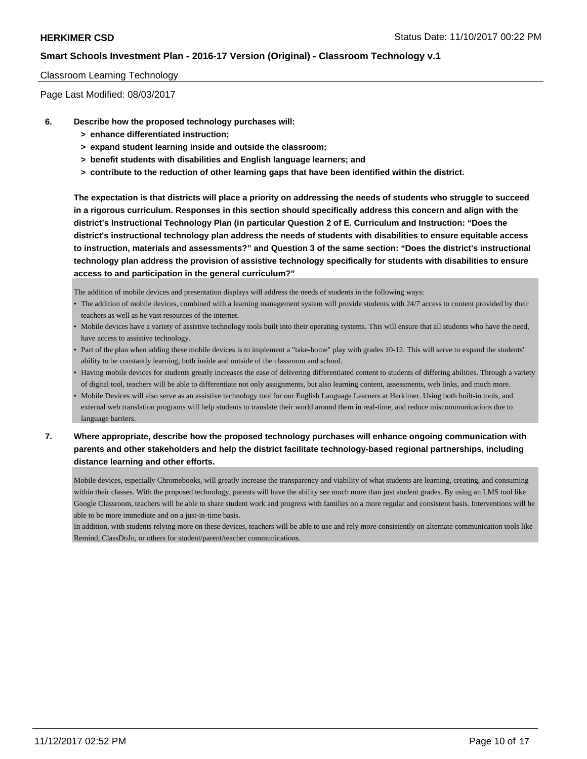Classroom Learning Technology

Page Last Modified: 08/03/2017

**6. Describe how the proposed technology purchases will:**
- **> enhance differentiated instruction;**
- **> expand student learning inside and outside the classroom;**
- **> benefit students with disabilities and English language learners; and**
- **> contribute to the reduction of other learning gaps that have been identified within the district.**

**The expectation is that districts will place a priority on addressing the needs of students who struggle to succeed in a rigorous curriculum. Responses in this section should specifically address this concern and align with the district's Instructional Technology Plan (in particular Question 2 of E. Curriculum and Instruction: "Does the district's instructional technology plan address the needs of students with disabilities to ensure equitable access to instruction, materials and assessments?" and Question 3 of the same section: "Does the district's instructional technology plan address the provision of assistive technology specifically for students with disabilities to ensure access to and participation in the general curriculum?"**

The addition of mobile devices and presentation displays will address the needs of students in the following ways:

- The addition of mobile devices, combined with a learning management system will provide students with 24/7 access to content provided by their teachers as well as he vast resources of the internet.
- Mobile devices have a variety of assistive technology tools built into their operating systems. This will ensure that all students who have the need, have access to assistive technology.
- Part of the plan when adding these mobile devices is to implement a "take-home" play with grades 10-12. This will serve to expand the students' ability to be constantly learning, both inside and outside of the classroom and school.
- Having mobile devices for students greatly increases the ease of delivering differentiated content to students of differing abilities. Through a variety of digital tool, teachers will be able to differentiate not only assignments, but also learning content, assessments, web links, and much more.
- Mobile Devices will also serve as an assistive technology tool for our English Language Learners at Herkimer. Using both built-in tools, and external web translation programs will help students to translate their world around them in real-time, and reduce miscommunications due to language barriers.

**7. Where appropriate, describe how the proposed technology purchases will enhance ongoing communication with parents and other stakeholders and help the district facilitate technology-based regional partnerships, including distance learning and other efforts.**

Mobile devices, especially Chromebooks, will greatly increase the transparency and viability of what students are learning, creating, and consuming within their classes. With the proposed technology, parents will have the ability see much more than just student grades. By using an LMS tool like Google Classroom, teachers will be able to share student work and progress with families on a more regular and consistent basis. Interventions will be able to be more immediate and on a just-in-time basis.

In addition, with students relying more on these devices, teachers will be able to use and rely more consistently on alternate communication tools like Remind, ClassDoJo, or others for student/parent/teacher communications.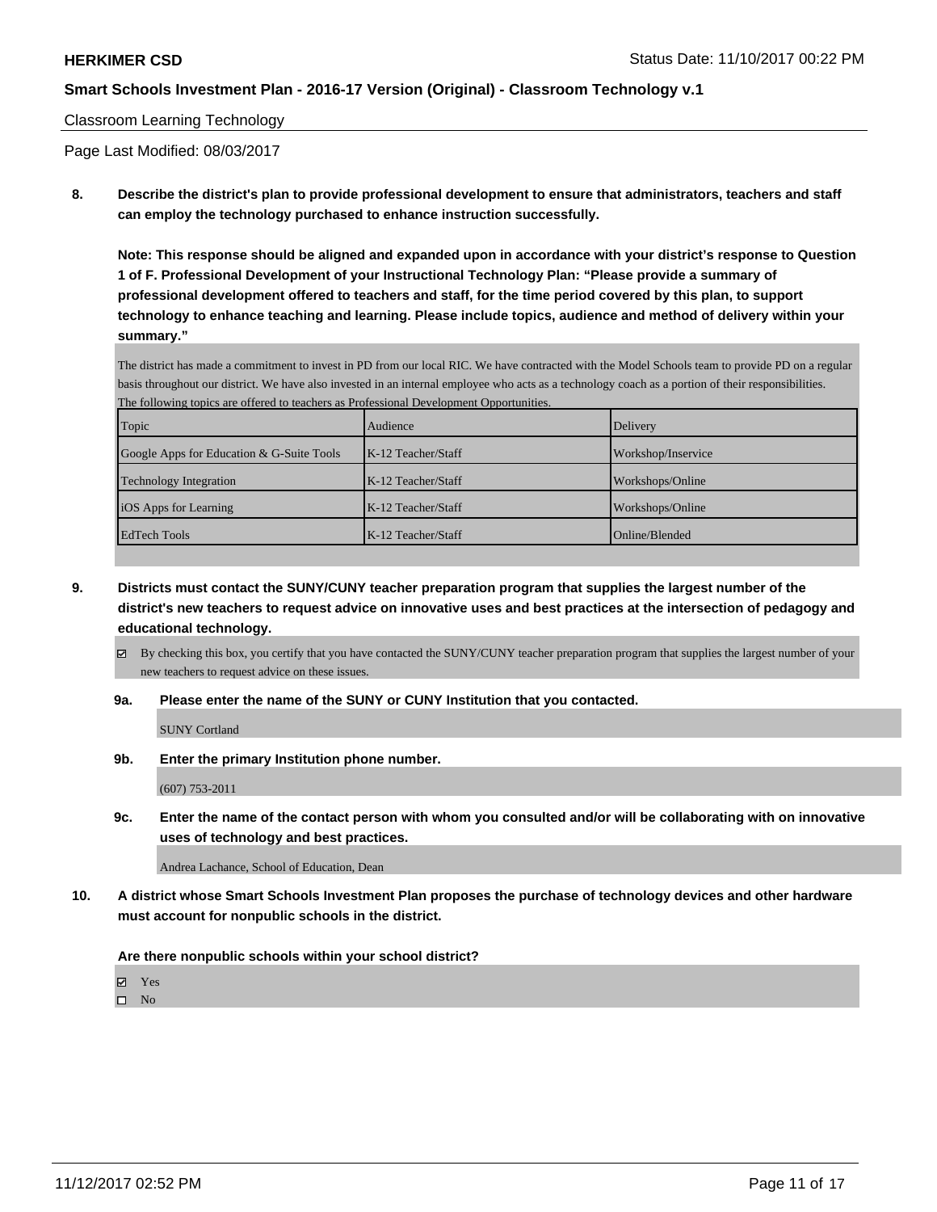Classroom Learning Technology

Page Last Modified: 08/03/2017

**8. Describe the district's plan to provide professional development to ensure that administrators, teachers and staff can employ the technology purchased to enhance instruction successfully.**

**Note: This response should be aligned and expanded upon in accordance with your district's response to Question 1 of F. Professional Development of your Instructional Technology Plan: "Please provide a summary of professional development offered to teachers and staff, for the time period covered by this plan, to support technology to enhance teaching and learning. Please include topics, audience and method of delivery within your summary."**

The district has made a commitment to invest in PD from our local RIC. We have contracted with the Model Schools team to provide PD on a regular basis throughout our district. We have also invested in an internal employee who acts as a technology coach as a portion of their responsibilities.
The following topics are offered to teachers as Professional Development Opportunities.

| Topic | Audience | Delivery |
|---|---|---|
| Google Apps for Education & G-Suite Tools | K-12 Teacher/Staff | Workshop/Inservice |
| Technology Integration | K-12 Teacher/Staff | Workshops/Online |
| iOS Apps for Learning | K-12 Teacher/Staff | Workshops/Online |
| EdTech Tools | K-12 Teacher/Staff | Online/Blended |

**9. Districts must contact the SUNY/CUNY teacher preparation program that supplies the largest number of the district's new teachers to request advice on innovative uses and best practices at the intersection of pedagogy and educational technology.**

☑ By checking this box, you certify that you have contacted the SUNY/CUNY teacher preparation program that supplies the largest number of your new teachers to request advice on these issues.

**9a. Please enter the name of the SUNY or CUNY Institution that you contacted.**

SUNY Cortland

**9b. Enter the primary Institution phone number.**

(607) 753-2011

**9c. Enter the name of the contact person with whom you consulted and/or will be collaborating with on innovative uses of technology and best practices.**

Andrea Lachance, School of Education, Dean

**10. A district whose Smart Schools Investment Plan proposes the purchase of technology devices and other hardware must account for nonpublic schools in the district.**

**Are there nonpublic schools within your school district?**

☑ Yes
☐ No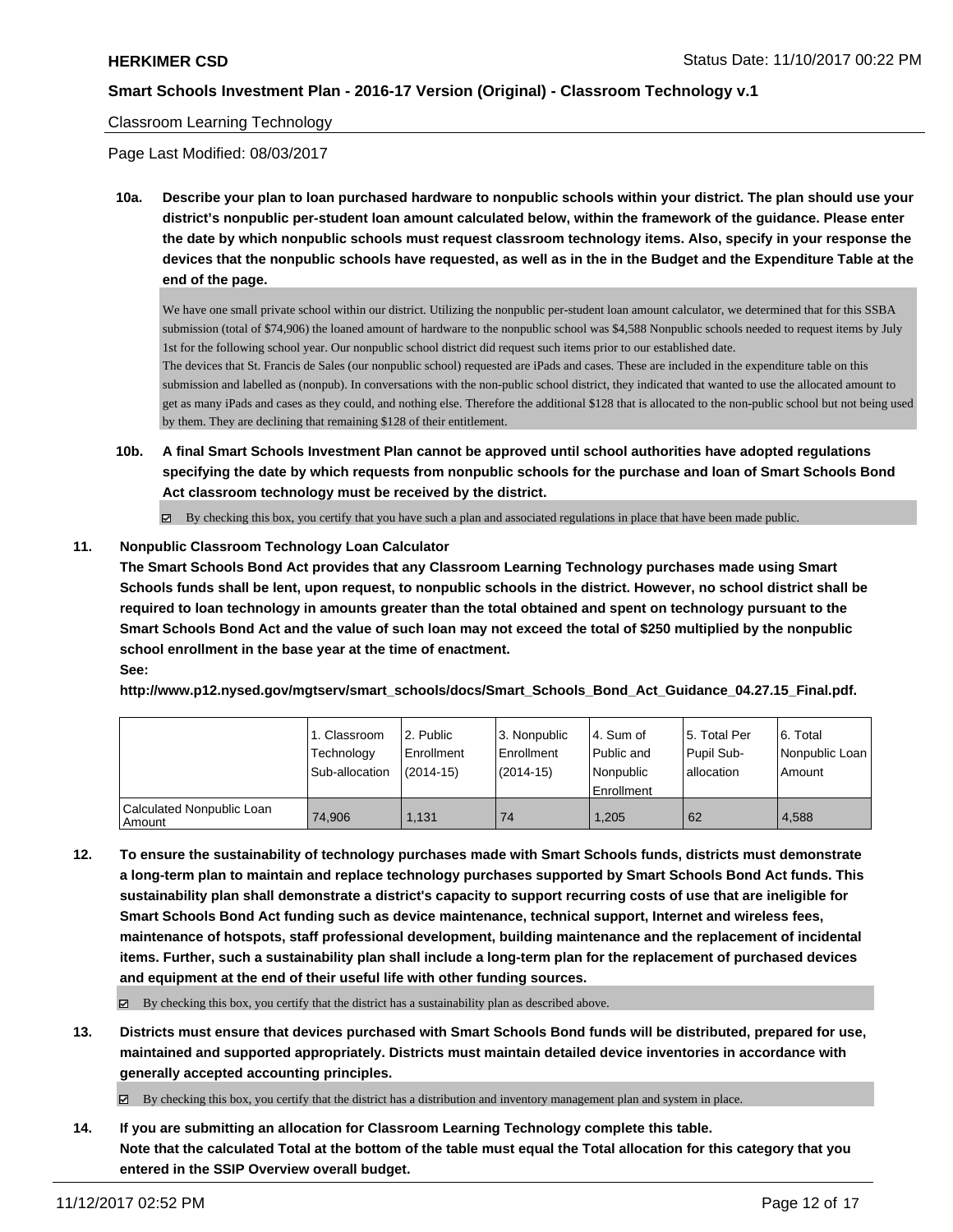Classroom Learning Technology

Page Last Modified: 08/03/2017

**10a. Describe your plan to loan purchased hardware to nonpublic schools within your district. The plan should use your district's nonpublic per-student loan amount calculated below, within the framework of the guidance. Please enter the date by which nonpublic schools must request classroom technology items. Also, specify in your response the devices that the nonpublic schools have requested, as well as in the in the Budget and the Expenditure Table at the end of the page.**

We have one small private school within our district. Utilizing the nonpublic per-student loan amount calculator, we determined that for this SSBA submission (total of $74,906) the loaned amount of hardware to the nonpublic school was $4,588 Nonpublic schools needed to request items by July 1st for the following school year. Our nonpublic school district did request such items prior to our established date.
The devices that St. Francis de Sales (our nonpublic school) requested are iPads and cases. These are included in the expenditure table on this submission and labelled as (nonpub). In conversations with the non-public school district, they indicated that wanted to use the allocated amount to get as many iPads and cases as they could, and nothing else. Therefore the additional $128 that is allocated to the non-public school but not being used by them. They are declining that remaining $128 of their entitlement.

**10b. A final Smart Schools Investment Plan cannot be approved until school authorities have adopted regulations specifying the date by which requests from nonpublic schools for the purchase and loan of Smart Schools Bond Act classroom technology must be received by the district.**

☑ By checking this box, you certify that you have such a plan and associated regulations in place that have been made public.

**11. Nonpublic Classroom Technology Loan Calculator**

**The Smart Schools Bond Act provides that any Classroom Learning Technology purchases made using Smart Schools funds shall be lent, upon request, to nonpublic schools in the district. However, no school district shall be required to loan technology in amounts greater than the total obtained and spent on technology pursuant to the Smart Schools Bond Act and the value of such loan may not exceed the total of $250 multiplied by the nonpublic school enrollment in the base year at the time of enactment.**
**See:**
**http://www.p12.nysed.gov/mgtserv/smart_schools/docs/Smart_Schools_Bond_Act_Guidance_04.27.15_Final.pdf.**

| | 1. Classroom Technology Sub-allocation | 2. Public Enrollment (2014-15) | 3. Nonpublic Enrollment (2014-15) | 4. Sum of Public and Nonpublic Enrollment | 5. Total Per Pupil Sub-allocation | 6. Total Nonpublic Loan Amount |
|---|---|---|---|---|---|---|
| Calculated Nonpublic Loan Amount | 74,906 | 1,131 | 74 | 1,205 | 62 | 4,588 |

**12. To ensure the sustainability of technology purchases made with Smart Schools funds, districts must demonstrate a long-term plan to maintain and replace technology purchases supported by Smart Schools Bond Act funds. This sustainability plan shall demonstrate a district's capacity to support recurring costs of use that are ineligible for Smart Schools Bond Act funding such as device maintenance, technical support, Internet and wireless fees, maintenance of hotspots, staff professional development, building maintenance and the replacement of incidental items. Further, such a sustainability plan shall include a long-term plan for the replacement of purchased devices and equipment at the end of their useful life with other funding sources.**

☑ By checking this box, you certify that the district has a sustainability plan as described above.

**13. Districts must ensure that devices purchased with Smart Schools Bond funds will be distributed, prepared for use, maintained and supported appropriately. Districts must maintain detailed device inventories in accordance with generally accepted accounting principles.**

☑ By checking this box, you certify that the district has a distribution and inventory management plan and system in place.

**14. If you are submitting an allocation for Classroom Learning Technology complete this table.**
**Note that the calculated Total at the bottom of the table must equal the Total allocation for this category that you entered in the SSIP Overview overall budget.**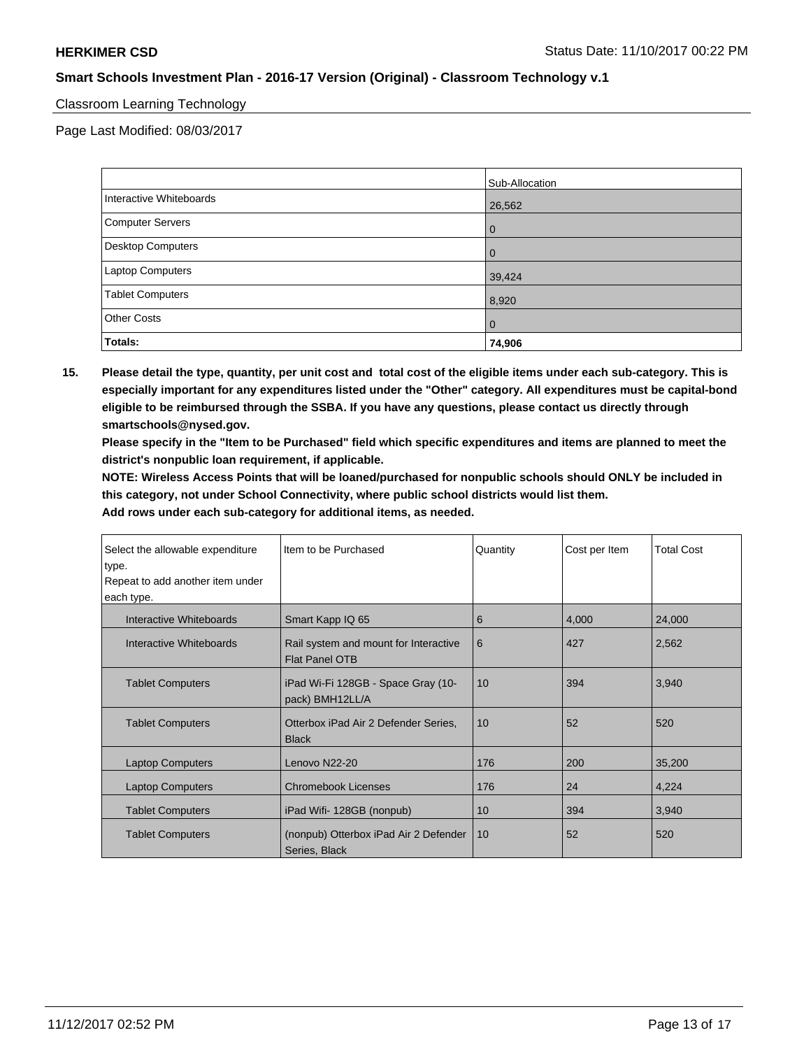Classroom Learning Technology

Page Last Modified: 08/03/2017

| | Sub-Allocation |
|---|---|
| Interactive Whiteboards | 26,562 |
| Computer Servers | 0 |
| Desktop Computers | 0 |
| Laptop Computers | 39,424 |
| Tablet Computers | 8,920 |
| Other Costs | 0 |
| **Totals:** | **74,906** |

**15. Please detail the type, quantity, per unit cost and total cost of the eligible items under each sub-category. This is especially important for any expenditures listed under the "Other" category. All expenditures must be capital-bond eligible to be reimbursed through the SSBA. If you have any questions, please contact us directly through smartschools@nysed.gov.**

**Please specify in the "Item to be Purchased" field which specific expenditures and items are planned to meet the district's nonpublic loan requirement, if applicable.**

**NOTE: Wireless Access Points that will be loaned/purchased for nonpublic schools should ONLY be included in this category, not under School Connectivity, where public school districts would list them.**

**Add rows under each sub-category for additional items, as needed.**

| Select the allowable expenditure type. Repeat to add another item under each type. | Item to be Purchased | Quantity | Cost per Item | Total Cost |
|---|---|---|---|---|
| Interactive Whiteboards | Smart Kapp IQ 65 | 6 | 4,000 | 24,000 |
| Interactive Whiteboards | Rail system and mount for Interactive Flat Panel OTB | 6 | 427 | 2,562 |
| Tablet Computers | iPad Wi-Fi 128GB - Space Gray (10-pack) BMH12LL/A | 10 | 394 | 3,940 |
| Tablet Computers | Otterbox iPad Air 2 Defender Series, Black | 10 | 52 | 520 |
| Laptop Computers | Lenovo N22-20 | 176 | 200 | 35,200 |
| Laptop Computers | Chromebook Licenses | 176 | 24 | 4,224 |
| Tablet Computers | iPad Wifi- 128GB (nonpub) | 10 | 394 | 3,940 |
| Tablet Computers | (nonpub) Otterbox iPad Air 2 Defender Series, Black | 10 | 52 | 520 |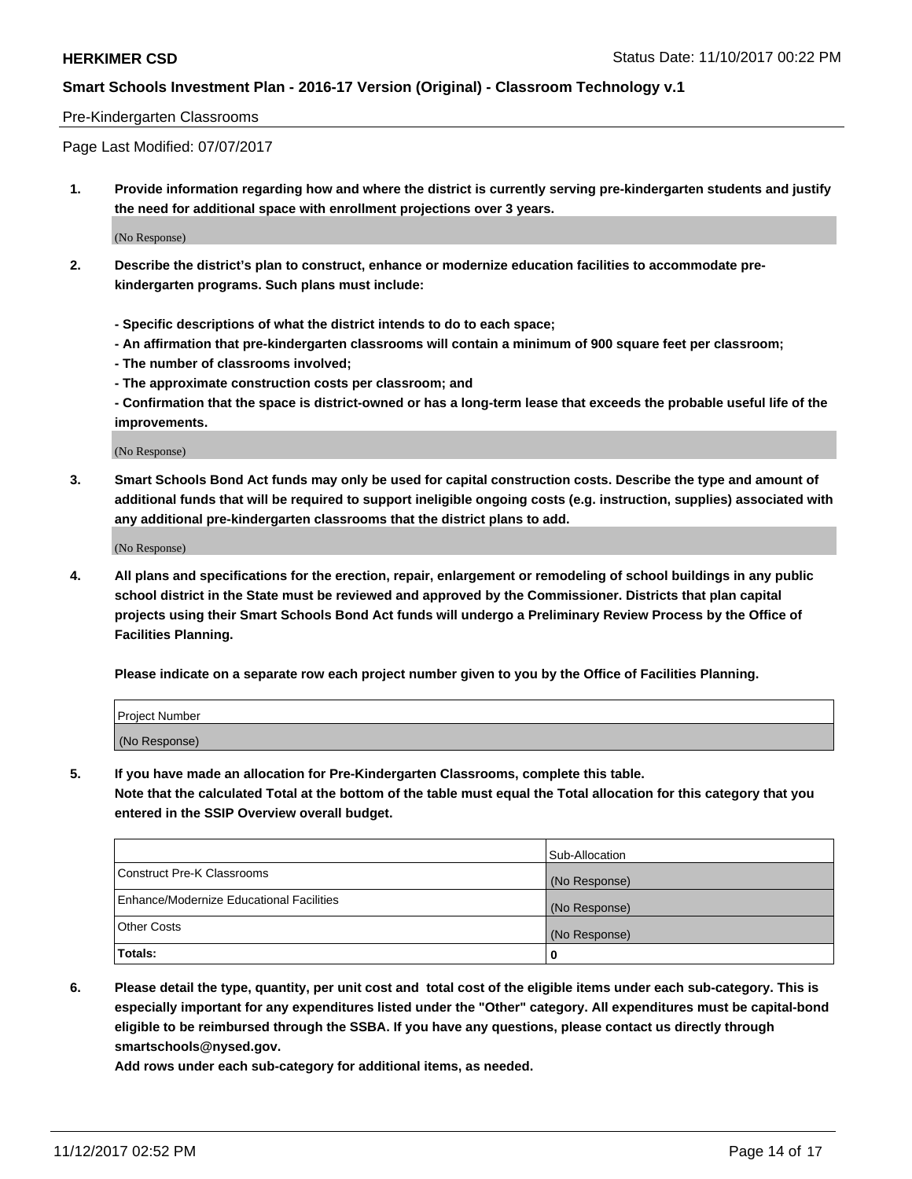Pre-Kindergarten Classrooms

Page Last Modified: 07/07/2017

**1. Provide information regarding how and where the district is currently serving pre-kindergarten students and justify the need for additional space with enrollment projections over 3 years.**

(No Response)

**2. Describe the district's plan to construct, enhance or modernize education facilities to accommodate pre-kindergarten programs. Such plans must include:**

**- Specific descriptions of what the district intends to do to each space;**
**- An affirmation that pre-kindergarten classrooms will contain a minimum of 900 square feet per classroom;**
**- The number of classrooms involved;**
**- The approximate construction costs per classroom; and**
**- Confirmation that the space is district-owned or has a long-term lease that exceeds the probable useful life of the improvements.**

(No Response)

**3. Smart Schools Bond Act funds may only be used for capital construction costs. Describe the type and amount of additional funds that will be required to support ineligible ongoing costs (e.g. instruction, supplies) associated with any additional pre-kindergarten classrooms that the district plans to add.**

(No Response)

**4. All plans and specifications for the erection, repair, enlargement or remodeling of school buildings in any public school district in the State must be reviewed and approved by the Commissioner. Districts that plan capital projects using their Smart Schools Bond Act funds will undergo a Preliminary Review Process by the Office of Facilities Planning.**

**Please indicate on a separate row each project number given to you by the Office of Facilities Planning.**

| Project Number |
|---|
| (No Response) |

**5. If you have made an allocation for Pre-Kindergarten Classrooms, complete this table.**
**Note that the calculated Total at the bottom of the table must equal the Total allocation for this category that you entered in the SSIP Overview overall budget.**

| | Sub-Allocation |
|---|---|
| Construct Pre-K Classrooms | (No Response) |
| Enhance/Modernize Educational Facilities | (No Response) |
| Other Costs | (No Response) |
| **Totals:** | **0** |

**6. Please detail the type, quantity, per unit cost and total cost of the eligible items under each sub-category. This is especially important for any expenditures listed under the "Other" category. All expenditures must be capital-bond eligible to be reimbursed through the SSBA. If you have any questions, please contact us directly through smartschools@nysed.gov.**

**Add rows under each sub-category for additional items, as needed.**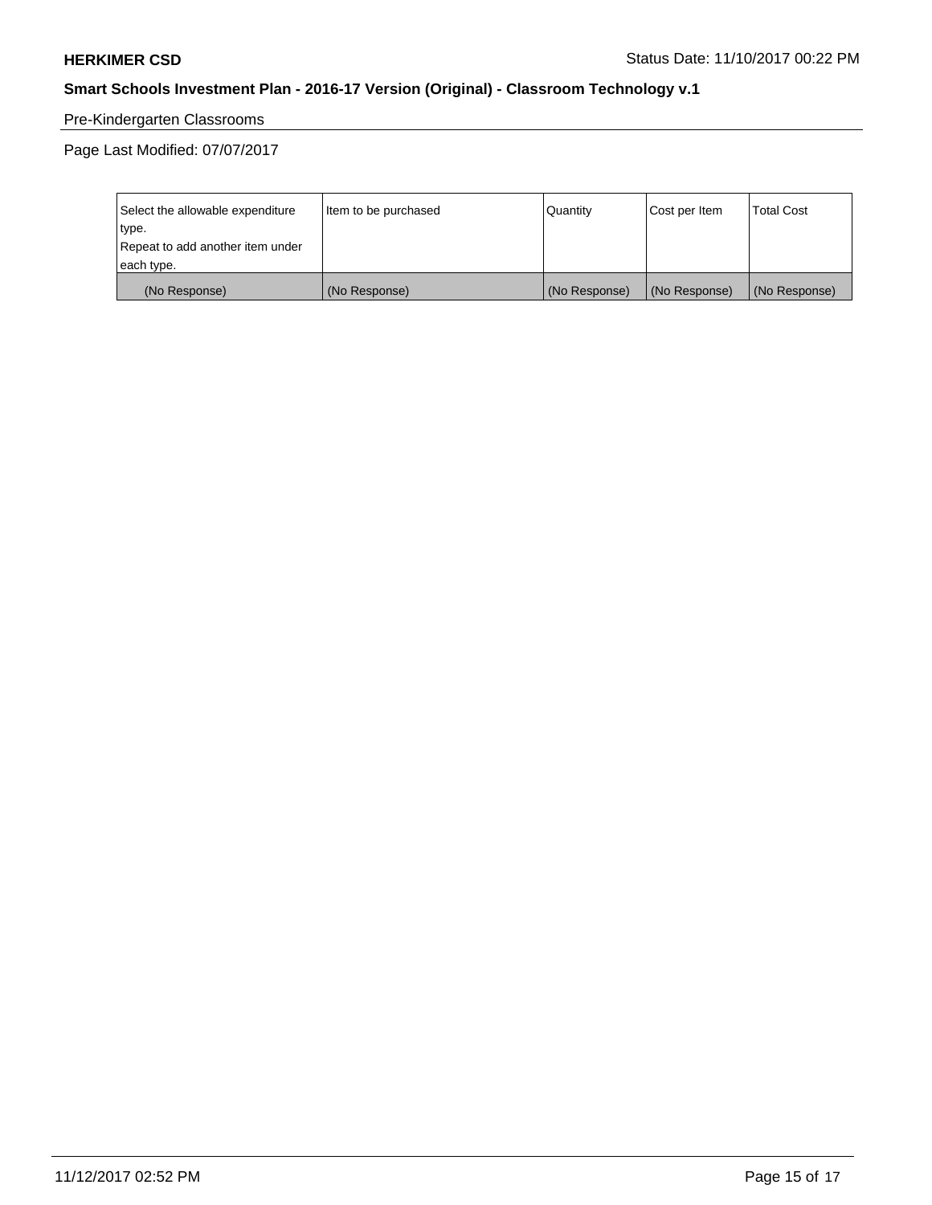Pre-Kindergarten Classrooms

Page Last Modified: 07/07/2017

| Select the allowable expenditure type. Repeat to add another item under each type. | Item to be purchased | Quantity | Cost per Item | Total Cost |
|---|---|---|---|---|
| (No Response) | (No Response) | (No Response) | (No Response) | (No Response) |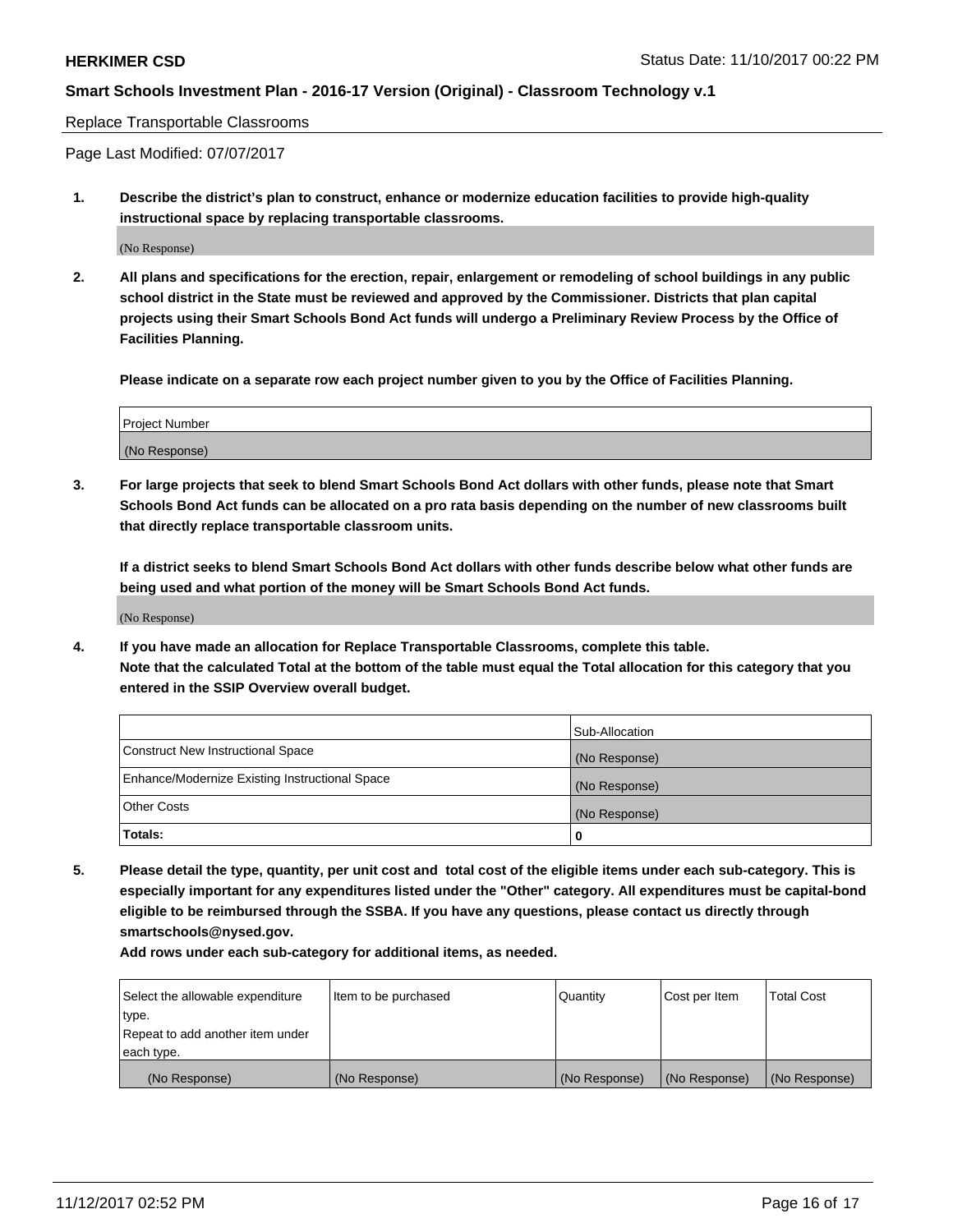Replace Transportable Classrooms

Page Last Modified: 07/07/2017

**1. Describe the district's plan to construct, enhance or modernize education facilities to provide high-quality instructional space by replacing transportable classrooms.**

(No Response)

**2. All plans and specifications for the erection, repair, enlargement or remodeling of school buildings in any public school district in the State must be reviewed and approved by the Commissioner. Districts that plan capital projects using their Smart Schools Bond Act funds will undergo a Preliminary Review Process by the Office of Facilities Planning.**

**Please indicate on a separate row each project number given to you by the Office of Facilities Planning.**

| Project Number |
|---|
| (No Response) |

**3. For large projects that seek to blend Smart Schools Bond Act dollars with other funds, please note that Smart Schools Bond Act funds can be allocated on a pro rata basis depending on the number of new classrooms built that directly replace transportable classroom units.**

**If a district seeks to blend Smart Schools Bond Act dollars with other funds describe below what other funds are being used and what portion of the money will be Smart Schools Bond Act funds.**

(No Response)

**4. If you have made an allocation for Replace Transportable Classrooms, complete this table. Note that the calculated Total at the bottom of the table must equal the Total allocation for this category that you entered in the SSIP Overview overall budget.**

| | Sub-Allocation |
|---|---|
| Construct New Instructional Space | (No Response) |
| Enhance/Modernize Existing Instructional Space | (No Response) |
| Other Costs | (No Response) |
| **Totals:** | **0** |

**5. Please detail the type, quantity, per unit cost and total cost of the eligible items under each sub-category. This is especially important for any expenditures listed under the "Other" category. All expenditures must be capital-bond eligible to be reimbursed through the SSBA. If you have any questions, please contact us directly through smartschools@nysed.gov.**

**Add rows under each sub-category for additional items, as needed.**

| Select the allowable expenditure type. Repeat to add another item under each type. | Item to be purchased | Quantity | Cost per Item | Total Cost |
|---|---|---|---|---|
| (No Response) | (No Response) | (No Response) | (No Response) | (No Response) |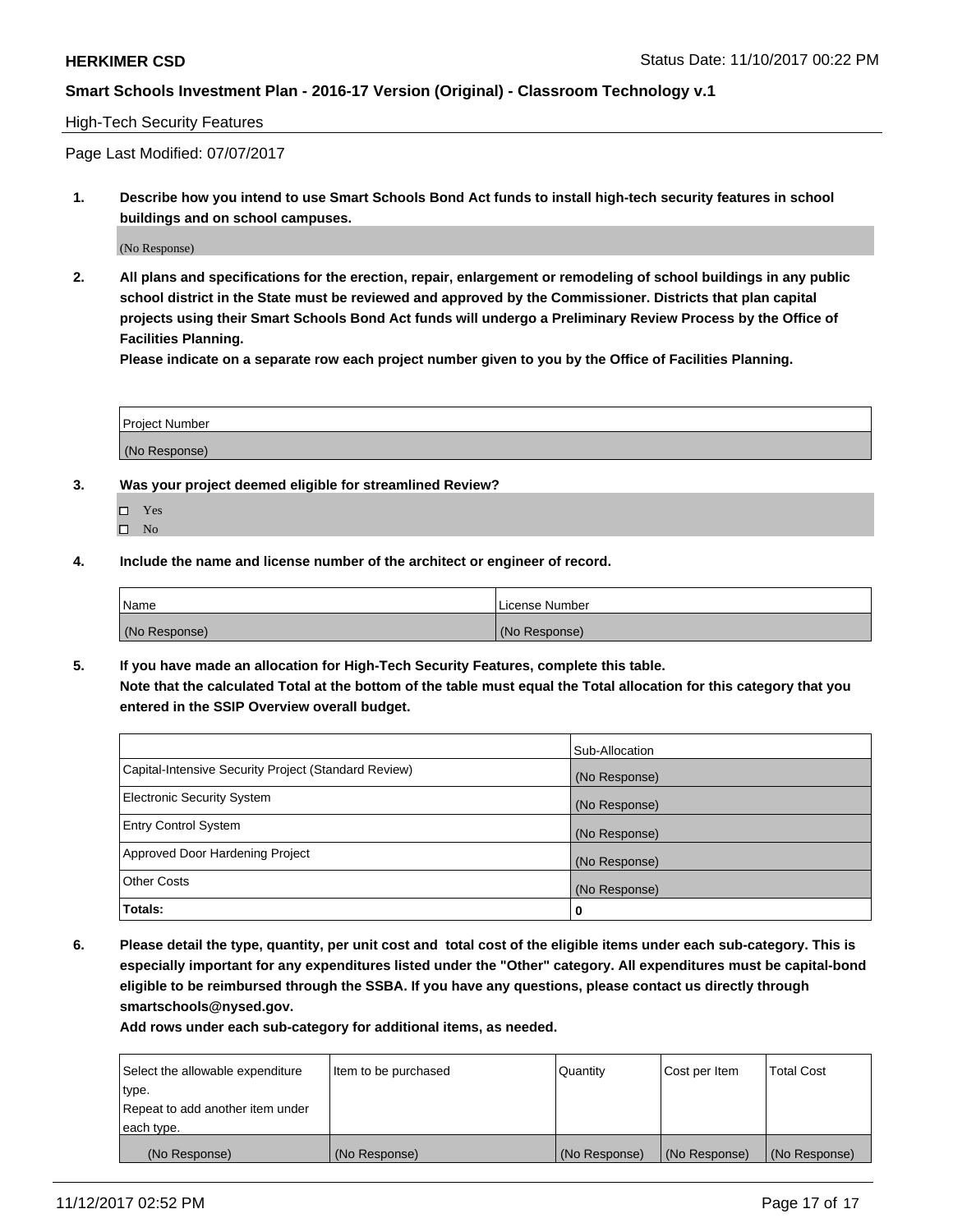**HERKIMER CSD** Status Date: 11/10/2017 00:22 PM

**Smart Schools Investment Plan - 2016-17 Version (Original) - Classroom Technology v.1**

High-Tech Security Features

Page Last Modified: 07/07/2017

**1. Describe how you intend to use Smart Schools Bond Act funds to install high-tech security features in school buildings and on school campuses.**

(No Response)

**2. All plans and specifications for the erection, repair, enlargement or remodeling of school buildings in any public school district in the State must be reviewed and approved by the Commissioner. Districts that plan capital projects using their Smart Schools Bond Act funds will undergo a Preliminary Review Process by the Office of Facilities Planning.**

**Please indicate on a separate row each project number given to you by the Office of Facilities Planning.**

| Project Number |
| --- |
| (No Response) |

**3. Was your project deemed eligible for streamlined Review?**

- ☐ Yes
- ☐ No

**4. Include the name and license number of the architect or engineer of record.**

| Name | License Number |
| --- | --- |
| (No Response) | (No Response) |

**5. If you have made an allocation for High-Tech Security Features, complete this table.**
**Note that the calculated Total at the bottom of the table must equal the Total allocation for this category that you entered in the SSIP Overview overall budget.**

| | Sub-Allocation |
| --- | --- |
| Capital-Intensive Security Project (Standard Review) | (No Response) |
| Electronic Security System | (No Response) |
| Entry Control System | (No Response) |
| Approved Door Hardening Project | (No Response) |
| Other Costs | (No Response) |
| **Totals:** | **0** |

**6. Please detail the type, quantity, per unit cost and total cost of the eligible items under each sub-category. This is especially important for any expenditures listed under the "Other" category. All expenditures must be capital-bond eligible to be reimbursed through the SSBA. If you have any questions, please contact us directly through smartschools@nysed.gov.**

**Add rows under each sub-category for additional items, as needed.**

| Select the allowable expenditure type. Repeat to add another item under each type. | Item to be purchased | Quantity | Cost per Item | Total Cost |
| --- | --- | --- | --- | --- |
| (No Response) | (No Response) | (No Response) | (No Response) | (No Response) |

11/12/2017 02:52 PM